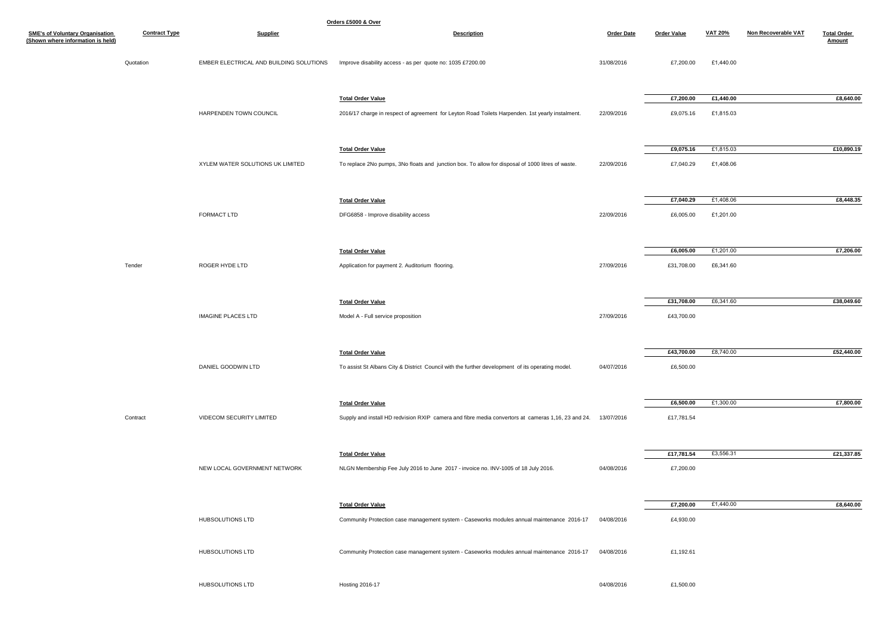**Orders £5000 & Over**

| SME's of Voluntary Organisation (Shown where information is held) | Contract Type | Supplier | Description | Order Date | Order Value | VAT 20% | Non Recoverable VAT | Total Order Amount |
|---|---|---|---|---|---|---|---|---|
| | Quotation | EMBER ELECTRICAL AND BUILDING SOLUTIONS | Improve disability access - as per quote no: 1035 £7200.00 | 31/08/2016 | £7,200.00 | £1,440.00 | | |
| | | | **Total Order Value** | | **£7,200.00** | **£1,440.00** | | **£8,640.00** |
| | | HARPENDEN TOWN COUNCIL | 2016/17 charge in respect of agreement for Leyton Road Toilets Harpenden. 1st yearly instalment. | 22/09/2016 | £9,075.16 | £1,815.03 | | |
| | | | **Total Order Value** | | **£9,075.16** | £1,815.03 | | **£10,890.19** |
| | | XYLEM WATER SOLUTIONS UK LIMITED | To replace 2No pumps, 3No floats and junction box. To allow for disposal of 1000 litres of waste. | 22/09/2016 | £7,040.29 | £1,408.06 | | |
| | | | **Total Order Value** | | **£7,040.29** | £1,408.06 | | **£8,448.35** |
| | | FORMACT LTD | DFG6858 - Improve disability access | 22/09/2016 | £6,005.00 | £1,201.00 | | |
| | | | **Total Order Value** | | **£6,005.00** | £1,201.00 | | **£7,206.00** |
| | Tender | ROGER HYDE LTD | Application for payment 2. Auditorium flooring. | 27/09/2016 | £31,708.00 | £6,341.60 | | |
| | | | **Total Order Value** | | **£31,708.00** | £6,341.60 | | **£38,049.60** |
| | | IMAGINE PLACES LTD | Model A - Full service proposition | 27/09/2016 | £43,700.00 | | | |
| | | | **Total Order Value** | | **£43,700.00** | £8,740.00 | | **£52,440.00** |
| | | DANIEL GOODWIN LTD | To assist St Albans City & District Council with the further development of its operating model. | 04/07/2016 | £6,500.00 | | | |
| | | | **Total Order Value** | | **£6,500.00** | £1,300.00 | | **£7,800.00** |
| | Contract | VIDECOM SECURITY LIMITED | Supply and install HD redvision RXIP camera and fibre media convertors at cameras 1,16, 23 and 24. | 13/07/2016 | £17,781.54 | | | |
| | | | **Total Order Value** | | **£17,781.54** | £3,556.31 | | **£21,337.85** |
| | | NEW LOCAL GOVERNMENT NETWORK | NLGN Membership Fee July 2016 to June 2017 - invoice no. INV-1005 of 18 July 2016. | 04/08/2016 | £7,200.00 | | | |
| | | | **Total Order Value** | | **£7,200.00** | £1,440.00 | | **£8,640.00** |
| | | HUBSOLUTIONS LTD | Community Protection case management system - Caseworks modules annual maintenance 2016-17 | 04/08/2016 | £4,930.00 | | | |
| | | HUBSOLUTIONS LTD | Community Protection case management system - Caseworks modules annual maintenance 2016-17 | 04/08/2016 | £1,192.61 | | | |
| | | HUBSOLUTIONS LTD | Hosting 2016-17 | 04/08/2016 | £1,500.00 | | | |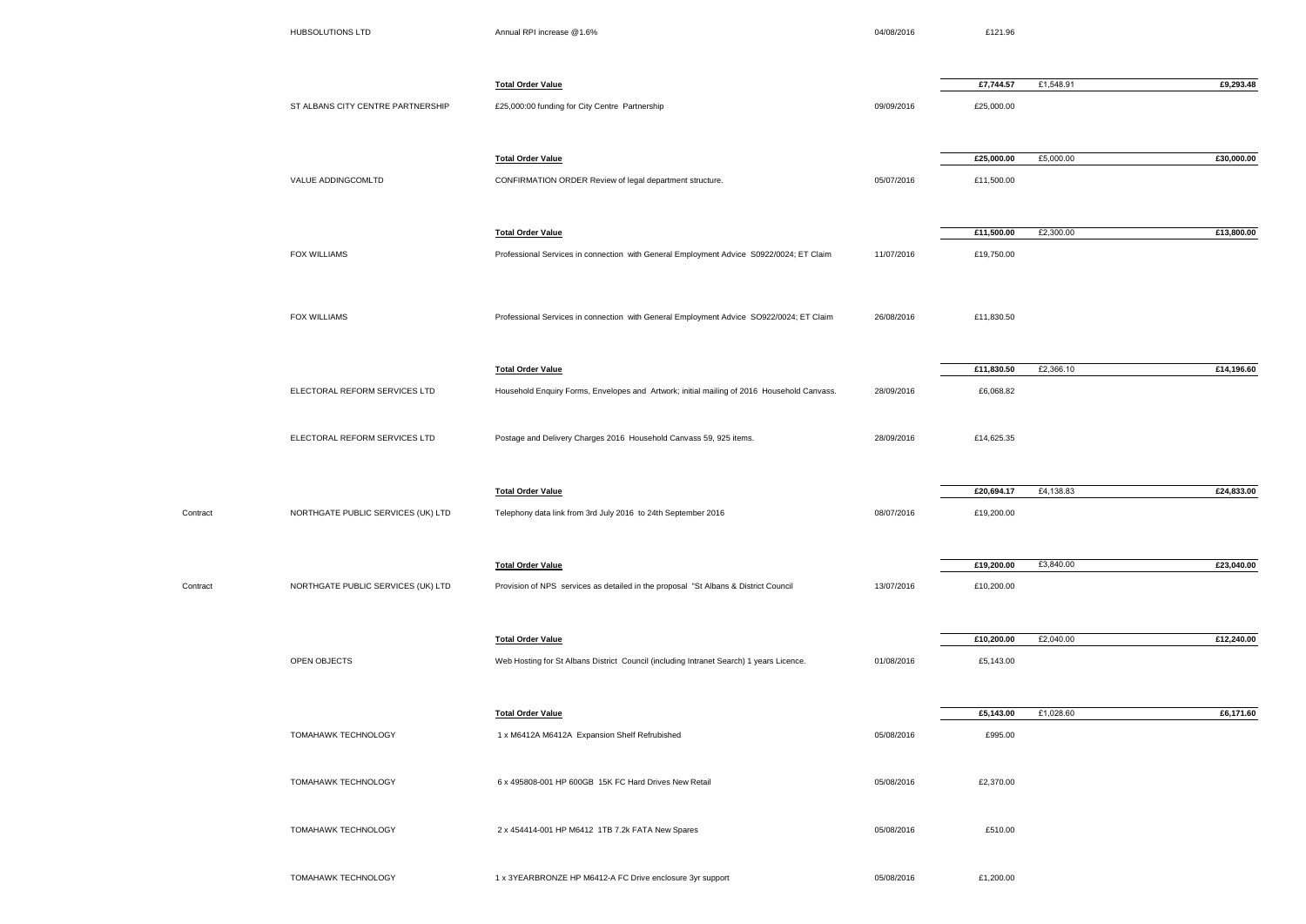| | | | | | | |
|---|---|---|---|---|---|---|
| | HUBSOLUTIONS LTD | Annual RPI increase @1.6% | 04/08/2016 | £121.96 | | |
| | | **Total Order Value** | | **£7,744.57** | £1,548.91 | **£9,293.48** |
| | ST ALBANS CITY CENTRE PARTNERSHIP | £25,000:00 funding for City Centre Partnership | 09/09/2016 | £25,000.00 | | |
| | | **Total Order Value** | | **£25,000.00** | £5,000.00 | **£30,000.00** |
| | VALUE ADDINGCOMLTD | CONFIRMATION ORDER Review of legal department structure. | 05/07/2016 | £11,500.00 | | |
| | | **Total Order Value** | | **£11,500.00** | £2,300.00 | **£13,800.00** |
| | FOX WILLIAMS | Professional Services in connection with General Employment Advice S0922/0024; ET Claim | 11/07/2016 | £19,750.00 | | |
| | FOX WILLIAMS | Professional Services in connection with General Employment Advice SO922/0024; ET Claim | 26/08/2016 | £11,830.50 | | |
| | | **Total Order Value** | | **£11,830.50** | £2,366.10 | **£14,196.60** |
| | ELECTORAL REFORM SERVICES LTD | Household Enquiry Forms, Envelopes and Artwork; initial mailing of 2016 Household Canvass. | 28/09/2016 | £6,068.82 | | |
| | ELECTORAL REFORM SERVICES LTD | Postage and Delivery Charges 2016 Household Canvass 59, 925 items. | 28/09/2016 | £14,625.35 | | |
| | | **Total Order Value** | | **£20,694.17** | £4,138.83 | **£24,833.00** |
| Contract | NORTHGATE PUBLIC SERVICES (UK) LTD | Telephony data link from 3rd July 2016 to 24th September 2016 | 08/07/2016 | £19,200.00 | | |
| | | **Total Order Value** | | **£19,200.00** | £3,840.00 | **£23,040.00** |
| Contract | NORTHGATE PUBLIC SERVICES (UK) LTD | Provision of NPS services as detailed in the proposal "St Albans & District Council | 13/07/2016 | £10,200.00 | | |
| | | **Total Order Value** | | **£10,200.00** | £2,040.00 | **£12,240.00** |
| | OPEN OBJECTS | Web Hosting for St Albans District Council (including Intranet Search) 1 years Licence. | 01/08/2016 | £5,143.00 | | |
| | | **Total Order Value** | | **£5,143.00** | £1,028.60 | **£6,171.60** |
| | TOMAHAWK TECHNOLOGY | 1 x M6412A M6412A Expansion Shelf Refrubished | 05/08/2016 | £995.00 | | |
| | TOMAHAWK TECHNOLOGY | 6 x 495808-001 HP 600GB 15K FC Hard Drives New Retail | 05/08/2016 | £2,370.00 | | |
| | TOMAHAWK TECHNOLOGY | 2 x 454414-001 HP M6412 1TB 7.2k FATA New Spares | 05/08/2016 | £510.00 | | |
| | TOMAHAWK TECHNOLOGY | 1 x 3YEARBRONZE HP M6412-A FC Drive enclosure 3yr support | 05/08/2016 | £1,200.00 | | |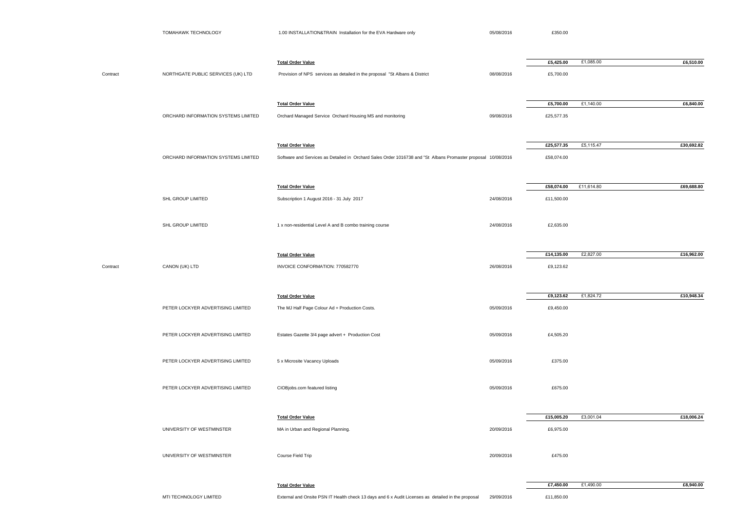| | | | | | | |
|---|---|---|---|---|---|---|
| | TOMAHAWK TECHNOLOGY | 1.00 INSTALLATION&TRAIN Installation for the EVA Hardware only | 05/08/2016 | £350.00 | | |
| | | **Total Order Value** | | **£5,425.00** | £1,085.00 | **£6,510.00** |
| Contract | NORTHGATE PUBLIC SERVICES (UK) LTD | Provision of NPS services as detailed in the proposal "St Albans & District | 08/08/2016 | £5,700.00 | | |
| | | **Total Order Value** | | **£5,700.00** | £1,140.00 | **£6,840.00** |
| | ORCHARD INFORMATION SYSTEMS LIMITED | Orchard Managed Service Orchard Housing MS and monitoring | 09/08/2016 | £25,577.35 | | |
| | | **Total Order Value** | | **£25,577.35** | £5,115.47 | **£30,692.82** |
| | ORCHARD INFORMATION SYSTEMS LIMITED | Software and Services as Detailed in Orchard Sales Order 1016738 and "St Albans Promaster proposal | 10/08/2016 | £58,074.00 | | |
| | | **Total Order Value** | | **£58,074.00** | £11,614.80 | **£69,688.80** |
| | SHL GROUP LIMITED | Subscription 1 August 2016 - 31 July 2017 | 24/08/2016 | £11,500.00 | | |
| | SHL GROUP LIMITED | 1 x non-residential Level A and B combo training course | 24/08/2016 | £2,635.00 | | |
| | | **Total Order Value** | | **£14,135.00** | £2,827.00 | **£16,962.00** |
| Contract | CANON (UK) LTD | INVOICE CONFORMATION: 770582770 | 26/08/2016 | £9,123.62 | | |
| | | **Total Order Value** | | **£9,123.62** | £1,824.72 | **£10,948.34** |
| | PETER LOCKYER ADVERTISING LIMITED | The MJ Half Page Colour Ad + Production Costs. | 05/09/2016 | £9,450.00 | | |
| | PETER LOCKYER ADVERTISING LIMITED | Estates Gazette 3/4 page advert + Production Cost | 05/09/2016 | £4,505.20 | | |
| | PETER LOCKYER ADVERTISING LIMITED | 5 x Microsite Vacancy Uploads | 05/09/2016 | £375.00 | | |
| | PETER LOCKYER ADVERTISING LIMITED | CIOBjobs.com featured listing | 05/09/2016 | £675.00 | | |
| | | **Total Order Value** | | **£15,005.20** | £3,001.04 | **£18,006.24** |
| | UNIVERSITY OF WESTMINSTER | MA in Urban and Regional Planning. | 20/09/2016 | £6,975.00 | | |
| | UNIVERSITY OF WESTMINSTER | Course Field Trip | 20/09/2016 | £475.00 | | |
| | | **Total Order Value** | | **£7,450.00** | £1,490.00 | **£8,940.00** |
| | MTI TECHNOLOGY LIMITED | External and Onsite PSN IT Health check 13 days and 6 x Audit Licenses as detailed in the proposal | 29/09/2016 | £11,850.00 | | |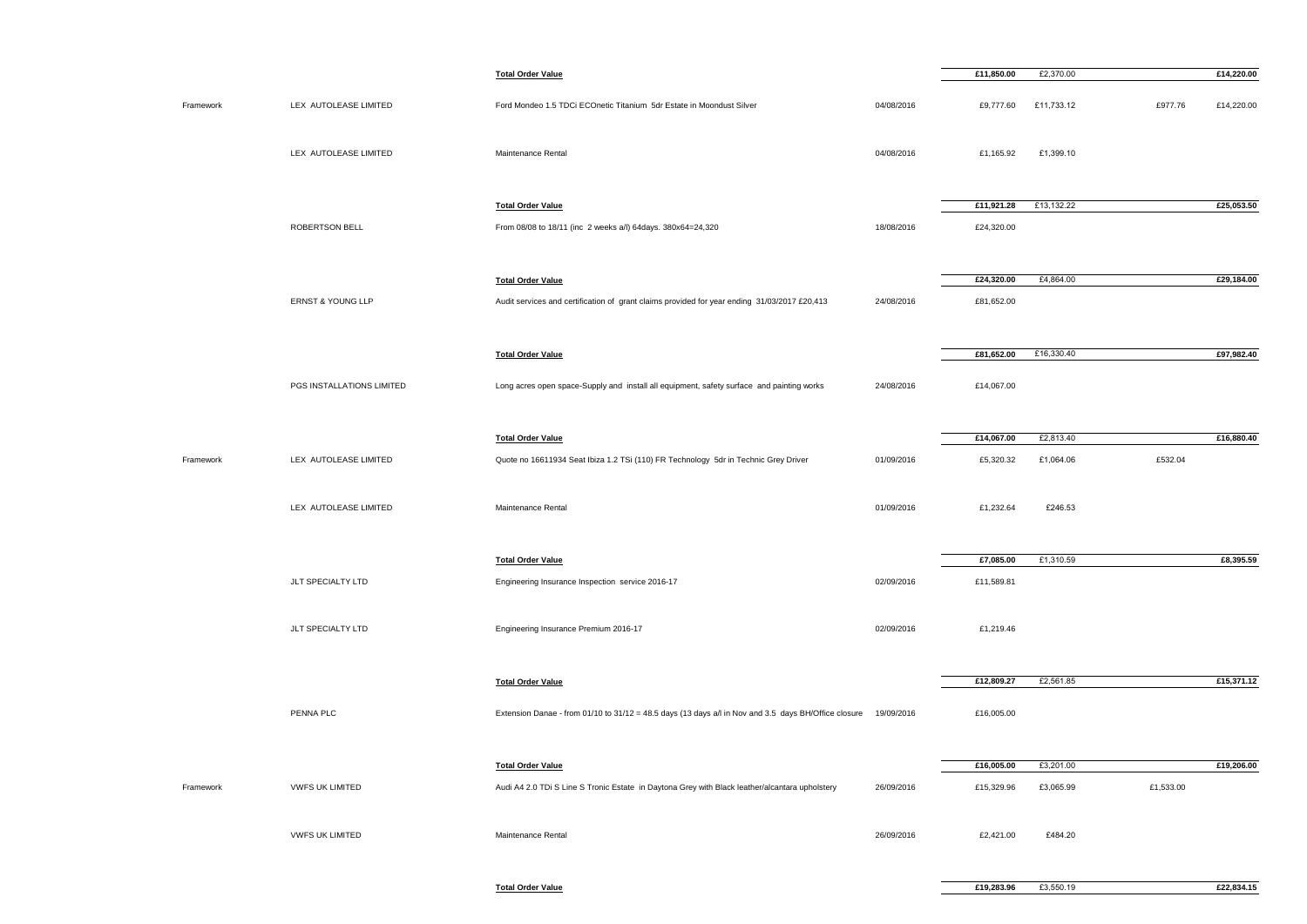| | | | | | | | |
|---|---|---|---|---|---|---|---|
| | | **Total Order Value** | | **£11,850.00** | £2,370.00 | | **£14,220.00** |
| Framework | LEX AUTOLEASE LIMITED | Ford Mondeo 1.5 TDCi ECOnetic Titanium 5dr Estate in Moondust Silver | 04/08/2016 | £9,777.60 | £11,733.12 | £977.76 | £14,220.00 |
| | LEX AUTOLEASE LIMITED | Maintenance Rental | 04/08/2016 | £1,165.92 | £1,399.10 | | |
| | | **Total Order Value** | | **£11,921.28** | £13,132.22 | | **£25,053.50** |
| | ROBERTSON BELL | From 08/08 to 18/11 (inc 2 weeks a/l) 64days. 380x64=24,320 | 18/08/2016 | £24,320.00 | | | |
| | | **Total Order Value** | | **£24,320.00** | £4,864.00 | | **£29,184.00** |
| | ERNST & YOUNG LLP | Audit services and certification of grant claims provided for year ending 31/03/2017 £20,413 | 24/08/2016 | £81,652.00 | | | |
| | | **Total Order Value** | | **£81,652.00** | £16,330.40 | | **£97,982.40** |
| | PGS INSTALLATIONS LIMITED | Long acres open space-Supply and install all equipment, safety surface and painting works | 24/08/2016 | £14,067.00 | | | |
| | | **Total Order Value** | | **£14,067.00** | £2,813.40 | | **£16,880.40** |
| Framework | LEX AUTOLEASE LIMITED | Quote no 16611934 Seat Ibiza 1.2 TSi (110) FR Technology 5dr in Technic Grey Driver | 01/09/2016 | £5,320.32 | £1,064.06 | £532.04 | |
| | LEX AUTOLEASE LIMITED | Maintenance Rental | 01/09/2016 | £1,232.64 | £246.53 | | |
| | | **Total Order Value** | | **£7,085.00** | £1,310.59 | | **£8,395.59** |
| | JLT SPECIALTY LTD | Engineering Insurance Inspection service 2016-17 | 02/09/2016 | £11,589.81 | | | |
| | JLT SPECIALTY LTD | Engineering Insurance Premium 2016-17 | 02/09/2016 | £1,219.46 | | | |
| | | **Total Order Value** | | **£12,809.27** | £2,561.85 | | **£15,371.12** |
| | PENNA PLC | Extension Danae - from 01/10 to 31/12 = 48.5 days (13 days a/l in Nov and 3.5 days BH/Office closure | 19/09/2016 | £16,005.00 | | | |
| | | **Total Order Value** | | **£16,005.00** | £3,201.00 | | **£19,206.00** |
| Framework | VWFS UK LIMITED | Audi A4 2.0 TDi S Line S Tronic Estate in Daytona Grey with Black leather/alcantara upholstery | 26/09/2016 | £15,329.96 | £3,065.99 | £1,533.00 | |
| | VWFS UK LIMITED | Maintenance Rental | 26/09/2016 | £2,421.00 | £484.20 | | |
| | | **Total Order Value** | | **£19,283.96** | £3,550.19 | | **£22,834.15** |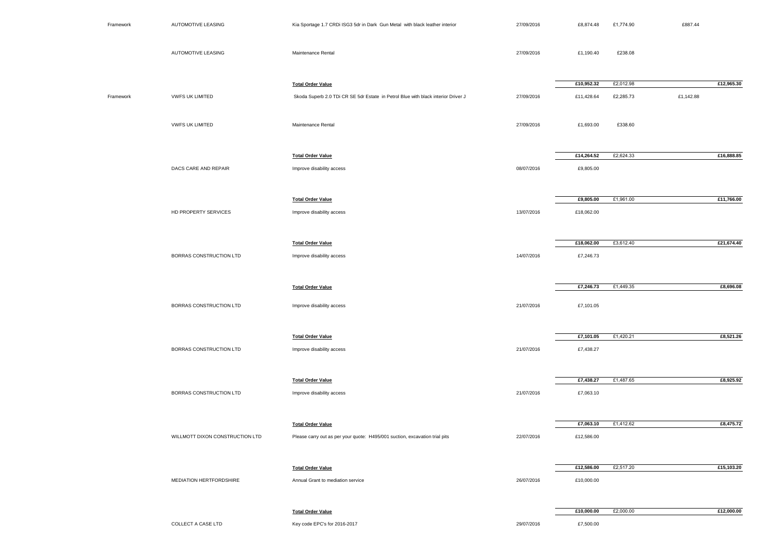| | | | | | | | |
|---|---|---|---|---|---|---|---|
| Framework | AUTOMOTIVE LEASING | Kia Sportage 1.7 CRDi ISG3 5dr in Dark Gun Metal with black leather interior | 27/09/2016 | £8,874.48 | £1,774.90 | £887.44 | |
| | AUTOMOTIVE LEASING | Maintenance Rental | 27/09/2016 | £1,190.40 | £238.08 | | |
| | | **Total Order Value** | | **£10,952.32** | £2,012.98 | | **£12,965.30** |
| Framework | VWFS UK LIMITED | Skoda Superb 2.0 TDi CR SE 5dr Estate in Petrol Blue with black interior Driver J | 27/09/2016 | £11,428.64 | £2,285.73 | £1,142.88 | |
| | VWFS UK LIMITED | Maintenance Rental | 27/09/2016 | £1,693.00 | £338.60 | | |
| | | **Total Order Value** | | **£14,264.52** | £2,624.33 | | **£16,888.85** |
| | DACS CARE AND REPAIR | Improve disability access | 08/07/2016 | £9,805.00 | | | |
| | | **Total Order Value** | | **£9,805.00** | £1,961.00 | | **£11,766.00** |
| | HD PROPERTY SERVICES | Improve disability access | 13/07/2016 | £18,062.00 | | | |
| | | **Total Order Value** | | **£18,062.00** | £3,612.40 | | **£21,674.40** |
| | BORRAS CONSTRUCTION LTD | Improve disability access | 14/07/2016 | £7,246.73 | | | |
| | | **Total Order Value** | | **£7,246.73** | £1,449.35 | | **£8,696.08** |
| | BORRAS CONSTRUCTION LTD | Improve disability access | 21/07/2016 | £7,101.05 | | | |
| | | **Total Order Value** | | **£7,101.05** | £1,420.21 | | **£8,521.26** |
| | BORRAS CONSTRUCTION LTD | Improve disability access | 21/07/2016 | £7,438.27 | | | |
| | | **Total Order Value** | | **£7,438.27** | £1,487.65 | | **£8,925.92** |
| | BORRAS CONSTRUCTION LTD | Improve disability access | 21/07/2016 | £7,063.10 | | | |
| | | **Total Order Value** | | **£7,063.10** | £1,412.62 | | **£8,475.72** |
| | WILLMOTT DIXON CONSTRUCTION LTD | Please carry out as per your quote: H495/001 suction, excavation trial pits | 22/07/2016 | £12,586.00 | | | |
| | | **Total Order Value** | | **£12,586.00** | £2,517.20 | | **£15,103.20** |
| | MEDIATION HERTFORDSHIRE | Annual Grant to mediation service | 26/07/2016 | £10,000.00 | | | |
| | | **Total Order Value** | | **£10,000.00** | £2,000.00 | | **£12,000.00** |
| | COLLECT A CASE LTD | Key code EPC's for 2016-2017 | 29/07/2016 | £7,500.00 | | | |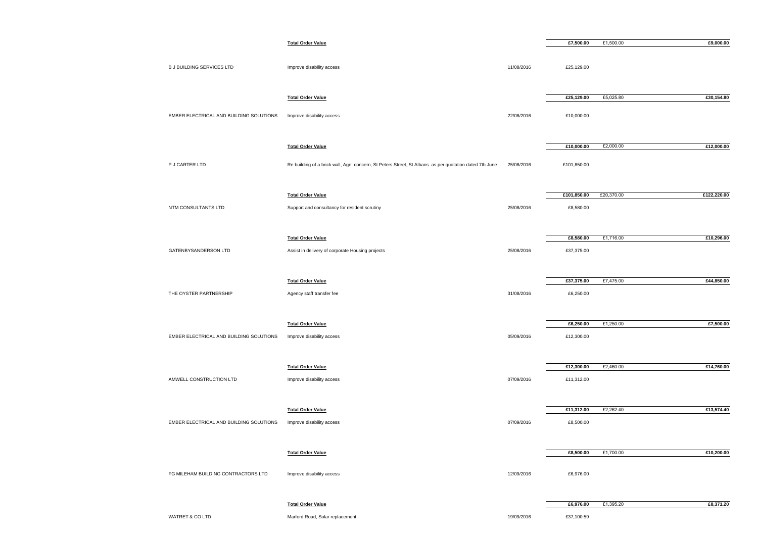| Supplier | Description | Date | Net | VAT | Total |
|---|---|---|---|---|---|
| | **Total Order Value** | | **£7,500.00** | £1,500.00 | **£9,000.00** |
| B J BUILDING SERVICES LTD | Improve disability access | 11/08/2016 | £25,129.00 | | |
| | **Total Order Value** | | **£25,129.00** | £5,025.80 | **£30,154.80** |
| EMBER ELECTRICAL AND BUILDING SOLUTIONS | Improve disability access | 22/08/2016 | £10,000.00 | | |
| | **Total Order Value** | | **£10,000.00** | £2,000.00 | **£12,000.00** |
| P J CARTER LTD | Re building of a brick wall, Age concern, St Peters Street, St Albans as per quotation dated 7th June | 25/08/2016 | £101,850.00 | | |
| | **Total Order Value** | | **£101,850.00** | £20,370.00 | **£122,220.00** |
| NTM CONSULTANTS LTD | Support and consultancy for resident scrutiny | 25/08/2016 | £8,580.00 | | |
| | **Total Order Value** | | **£8,580.00** | £1,716.00 | **£10,296.00** |
| GATENBYSANDERSON LTD | Assist in delivery of corporate Housing projects | 25/08/2016 | £37,375.00 | | |
| | **Total Order Value** | | **£37,375.00** | £7,475.00 | **£44,850.00** |
| THE OYSTER PARTNERSHIP | Agency staff transfer fee | 31/08/2016 | £6,250.00 | | |
| | **Total Order Value** | | **£6,250.00** | £1,250.00 | **£7,500.00** |
| EMBER ELECTRICAL AND BUILDING SOLUTIONS | Improve disability access | 05/09/2016 | £12,300.00 | | |
| | **Total Order Value** | | **£12,300.00** | £2,460.00 | **£14,760.00** |
| AMWELL CONSTRUCTION LTD | Improve disability access | 07/09/2016 | £11,312.00 | | |
| | **Total Order Value** | | **£11,312.00** | £2,262.40 | **£13,574.40** |
| EMBER ELECTRICAL AND BUILDING SOLUTIONS | Improve disability access | 07/09/2016 | £8,500.00 | | |
| | **Total Order Value** | | **£8,500.00** | £1,700.00 | **£10,200.00** |
| FG MILEHAM BUILDING CONTRACTORS LTD | Improve disability access | 12/09/2016 | £6,976.00 | | |
| | **Total Order Value** | | **£6,976.00** | £1,395.20 | **£8,371.20** |
| WATRET & CO LTD | Marford Road, Solar replacement | 19/09/2016 | £37,100.59 | | |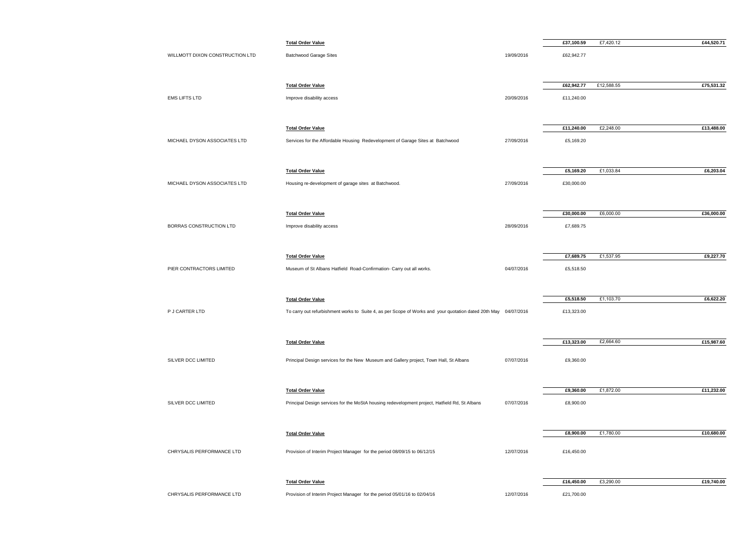| Supplier | Description | Date | Net | VAT | Total |
|---|---|---|---|---|---|
| | **Total Order Value** | | **£37,100.59** | £7,420.12 | **£44,520.71** |
| WILLMOTT DIXON CONSTRUCTION LTD | Batchwood Garage Sites | 19/09/2016 | £62,942.77 | | |
| | **Total Order Value** | | **£62,942.77** | £12,588.55 | **£75,531.32** |
| EMS LIFTS LTD | Improve disability access | 20/09/2016 | £11,240.00 | | |
| | **Total Order Value** | | **£11,240.00** | £2,248.00 | **£13,488.00** |
| MICHAEL DYSON ASSOCIATES LTD | Services for the Affordable Housing Redevelopment of Garage Sites at Batchwood | 27/09/2016 | £5,169.20 | | |
| | **Total Order Value** | | **£5,169.20** | £1,033.84 | **£6,203.04** |
| MICHAEL DYSON ASSOCIATES LTD | Housing re-development of garage sites at Batchwood. | 27/09/2016 | £30,000.00 | | |
| | **Total Order Value** | | **£30,000.00** | £6,000.00 | **£36,000.00** |
| BORRAS CONSTRUCTION LTD | Improve disability access | 28/09/2016 | £7,689.75 | | |
| | **Total Order Value** | | **£7,689.75** | £1,537.95 | **£9,227.70** |
| PIER CONTRACTORS LIMITED | Museum of St Albans Hatfield Road-Confirmation- Carry out all works. | 04/07/2016 | £5,518.50 | | |
| | **Total Order Value** | | **£5,518.50** | £1,103.70 | **£6,622.20** |
| P J CARTER LTD | To carry out refurbishment works to Suite 4, as per Scope of Works and your quotation dated 20th May | 04/07/2016 | £13,323.00 | | |
| | **Total Order Value** | | **£13,323.00** | £2,664.60 | **£15,987.60** |
| SILVER DCC LIMITED | Principal Design services for the New Museum and Gallery project, Town Hall, St Albans | 07/07/2016 | £9,360.00 | | |
| | **Total Order Value** | | **£9,360.00** | £1,872.00 | **£11,232.00** |
| SILVER DCC LIMITED | Principal Design services for the MoStA housing redevelopment project, Hatfield Rd, St Albans | 07/07/2016 | £8,900.00 | | |
| | **Total Order Value** | | **£8,900.00** | £1,780.00 | **£10,680.00** |
| CHRYSALIS PERFORMANCE LTD | Provision of Interim Project Manager for the period 08/09/15 to 06/12/15 | 12/07/2016 | £16,450.00 | | |
| | **Total Order Value** | | **£16,450.00** | £3,290.00 | **£19,740.00** |
| CHRYSALIS PERFORMANCE LTD | Provision of Interim Project Manager for the period 05/01/16 to 02/04/16 | 12/07/2016 | £21,700.00 | | |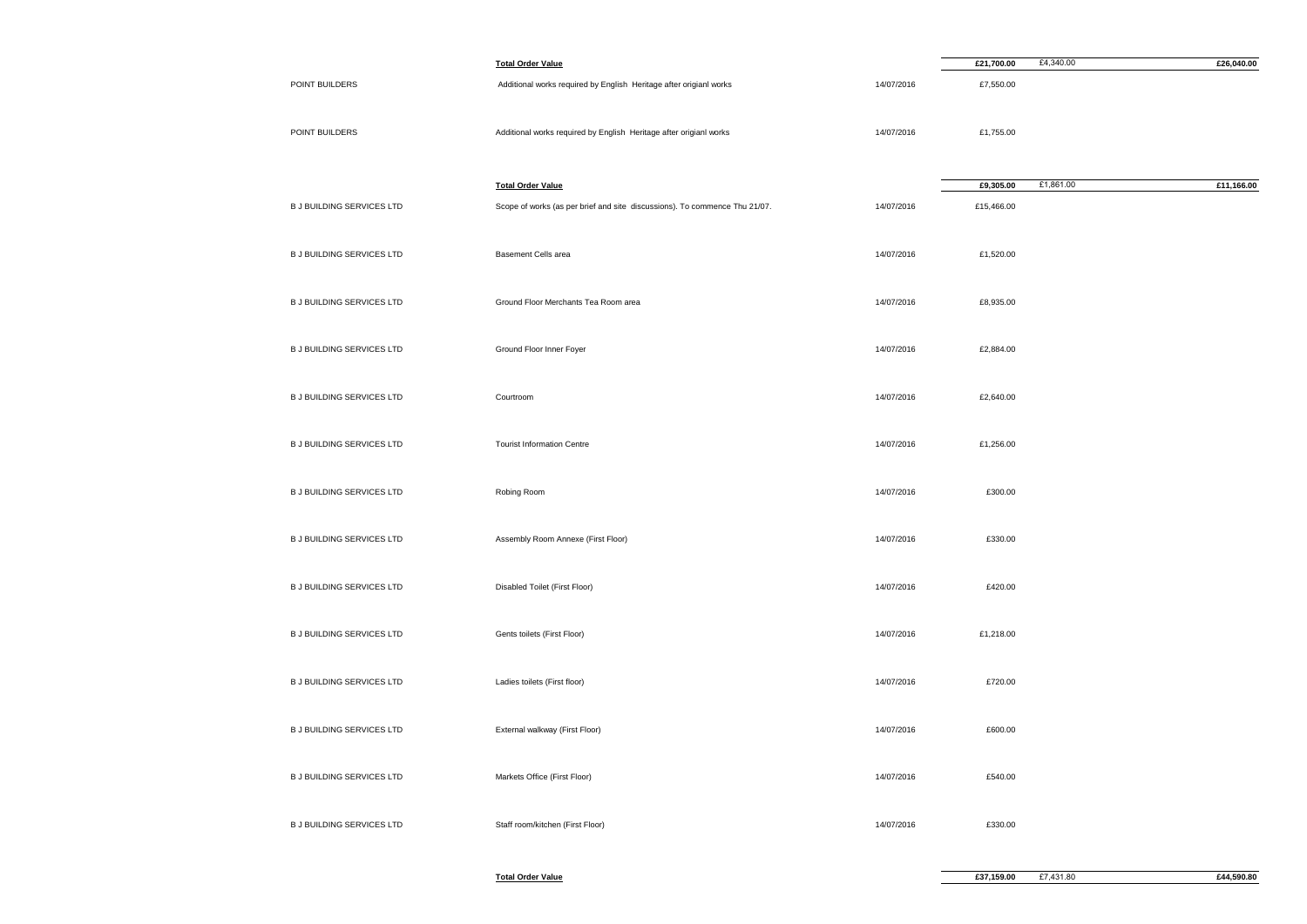| | | | | | |
|---|---|---|---|---|---|
| | **Total Order Value** | | **£21,700.00** | £4,340.00 | **£26,040.00** |
| POINT BUILDERS | Additional works required by English Heritage after origianl works | 14/07/2016 | £7,550.00 | | |
| POINT BUILDERS | Additional works required by English Heritage after origianl works | 14/07/2016 | £1,755.00 | | |
| | **Total Order Value** | | **£9,305.00** | £1,861.00 | **£11,166.00** |
| B J BUILDING SERVICES LTD | Scope of works (as per brief and site discussions). To commence Thu 21/07. | 14/07/2016 | £15,466.00 | | |
| B J BUILDING SERVICES LTD | Basement Cells area | 14/07/2016 | £1,520.00 | | |
| B J BUILDING SERVICES LTD | Ground Floor Merchants Tea Room area | 14/07/2016 | £8,935.00 | | |
| B J BUILDING SERVICES LTD | Ground Floor Inner Foyer | 14/07/2016 | £2,884.00 | | |
| B J BUILDING SERVICES LTD | Courtroom | 14/07/2016 | £2,640.00 | | |
| B J BUILDING SERVICES LTD | Tourist Information Centre | 14/07/2016 | £1,256.00 | | |
| B J BUILDING SERVICES LTD | Robing Room | 14/07/2016 | £300.00 | | |
| B J BUILDING SERVICES LTD | Assembly Room Annexe (First Floor) | 14/07/2016 | £330.00 | | |
| B J BUILDING SERVICES LTD | Disabled Toilet (First Floor) | 14/07/2016 | £420.00 | | |
| B J BUILDING SERVICES LTD | Gents toilets (First Floor) | 14/07/2016 | £1,218.00 | | |
| B J BUILDING SERVICES LTD | Ladies toilets (First floor) | 14/07/2016 | £720.00 | | |
| B J BUILDING SERVICES LTD | External walkway (First Floor) | 14/07/2016 | £600.00 | | |
| B J BUILDING SERVICES LTD | Markets Office (First Floor) | 14/07/2016 | £540.00 | | |
| B J BUILDING SERVICES LTD | Staff room/kitchen (First Floor) | 14/07/2016 | £330.00 | | |
| | **Total Order Value** | | **£37,159.00** | £7,431.80 | **£44,590.80** |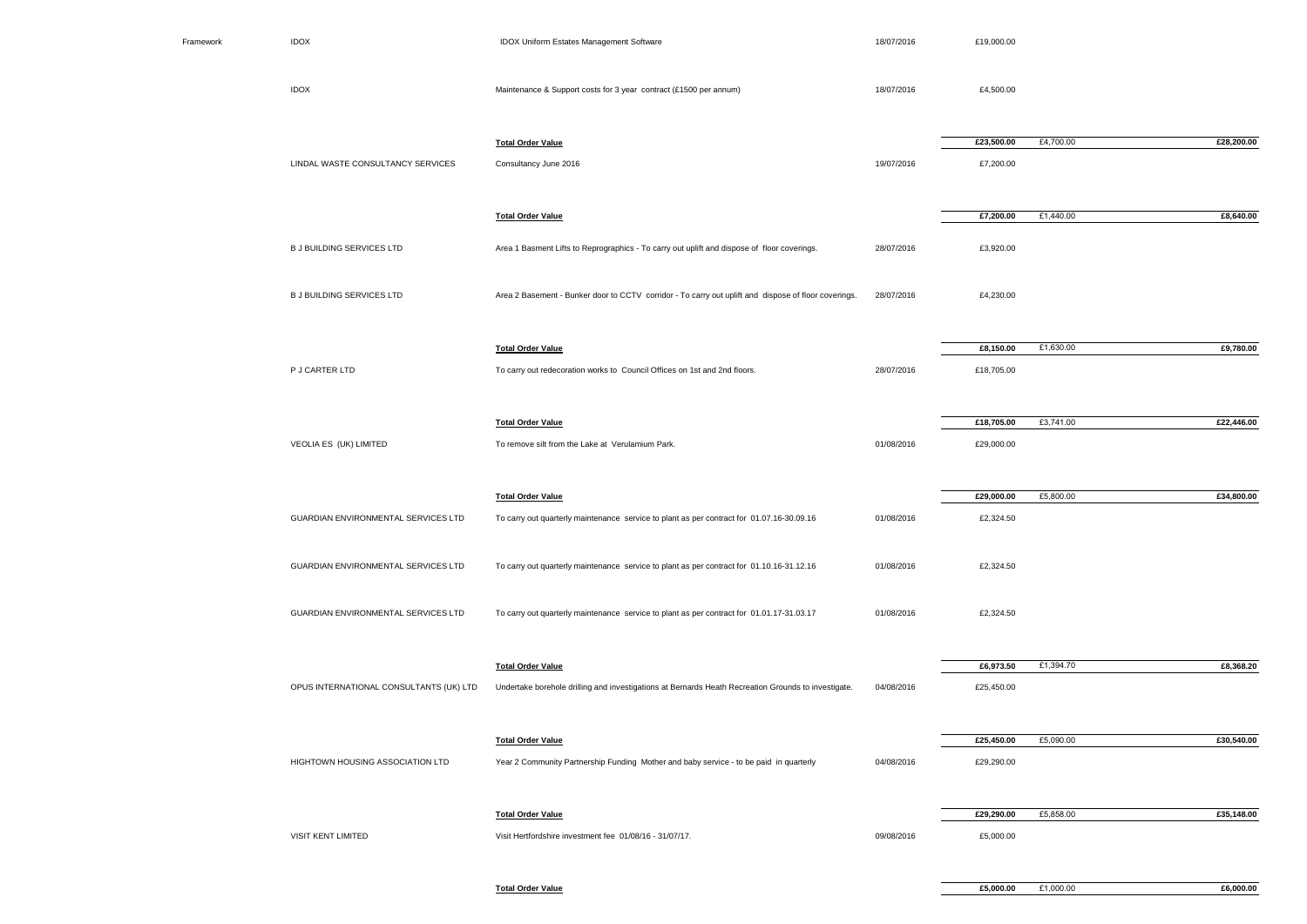| | | | | | | |
|---|---|---|---|---|---|---|
| Framework | IDOX | IDOX Uniform Estates Management Software | 18/07/2016 | £19,000.00 | | |
| | IDOX | Maintenance & Support costs for 3 year contract (£1500 per annum) | 18/07/2016 | £4,500.00 | | |
| | | **Total Order Value** | | **£23,500.00** | £4,700.00 | **£28,200.00** |
| | LINDAL WASTE CONSULTANCY SERVICES | Consultancy June 2016 | 19/07/2016 | £7,200.00 | | |
| | | **Total Order Value** | | **£7,200.00** | £1,440.00 | **£8,640.00** |
| | B J BUILDING SERVICES LTD | Area 1 Basment Lifts to Reprographics - To carry out uplift and dispose of floor coverings. | 28/07/2016 | £3,920.00 | | |
| | B J BUILDING SERVICES LTD | Area 2 Basement - Bunker door to CCTV corridor - To carry out uplift and dispose of floor coverings. | 28/07/2016 | £4,230.00 | | |
| | | **Total Order Value** | | **£8,150.00** | £1,630.00 | **£9,780.00** |
| | P J CARTER LTD | To carry out redecoration works to Council Offices on 1st and 2nd floors. | 28/07/2016 | £18,705.00 | | |
| | | **Total Order Value** | | **£18,705.00** | £3,741.00 | **£22,446.00** |
| | VEOLIA ES (UK) LIMITED | To remove silt from the Lake at Verulamium Park. | 01/08/2016 | £29,000.00 | | |
| | | **Total Order Value** | | **£29,000.00** | £5,800.00 | **£34,800.00** |
| | GUARDIAN ENVIRONMENTAL SERVICES LTD | To carry out quarterly maintenance service to plant as per contract for 01.07.16-30.09.16 | 01/08/2016 | £2,324.50 | | |
| | GUARDIAN ENVIRONMENTAL SERVICES LTD | To carry out quarterly maintenance service to plant as per contract for 01.10.16-31.12.16 | 01/08/2016 | £2,324.50 | | |
| | GUARDIAN ENVIRONMENTAL SERVICES LTD | To carry out quarterly maintenance service to plant as per contract for 01.01.17-31.03.17 | 01/08/2016 | £2,324.50 | | |
| | | **Total Order Value** | | **£6,973.50** | £1,394.70 | **£8,368.20** |
| | OPUS INTERNATIONAL CONSULTANTS (UK) LTD | Undertake borehole drilling and investigations at Bernards Heath Recreation Grounds to investigate. | 04/08/2016 | £25,450.00 | | |
| | | **Total Order Value** | | **£25,450.00** | £5,090.00 | **£30,540.00** |
| | HIGHTOWN HOUSING ASSOCIATION LTD | Year 2 Community Partnership Funding Mother and baby service - to be paid in quarterly | 04/08/2016 | £29,290.00 | | |
| | | **Total Order Value** | | **£29,290.00** | £5,858.00 | **£35,148.00** |
| | VISIT KENT LIMITED | Visit Hertfordshire investment fee 01/08/16 - 31/07/17. | 09/08/2016 | £5,000.00 | | |
| | | **Total Order Value** | | **£5,000.00** | £1,000.00 | **£6,000.00** |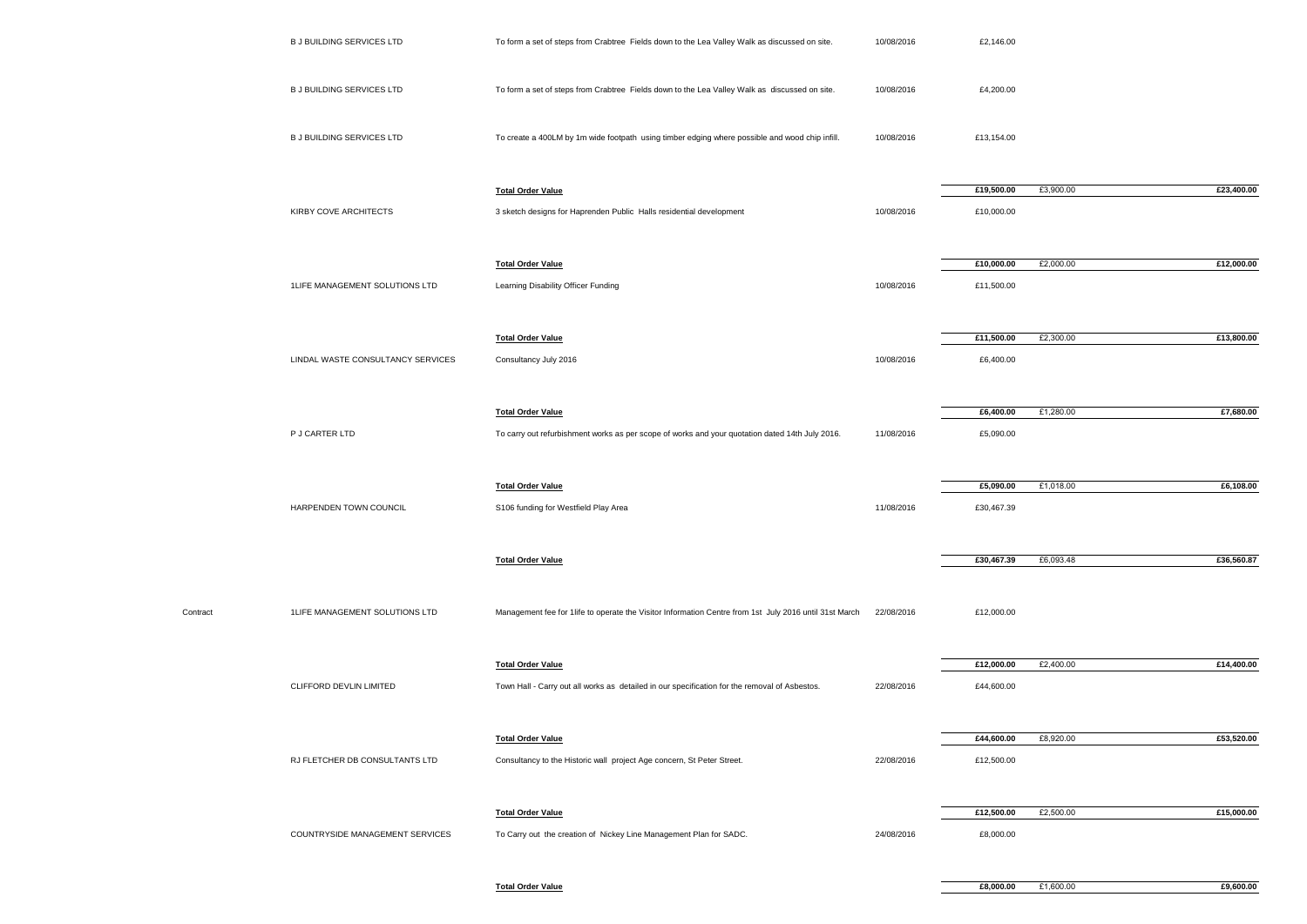| | | | | | | |
|---|---|---|---|---|---|---|
| | B J BUILDING SERVICES LTD | To form a set of steps from Crabtree Fields down to the Lea Valley Walk as discussed on site. | 10/08/2016 | £2,146.00 | | |
| | B J BUILDING SERVICES LTD | To form a set of steps from Crabtree Fields down to the Lea Valley Walk as discussed on site. | 10/08/2016 | £4,200.00 | | |
| | B J BUILDING SERVICES LTD | To create a 400LM by 1m wide footpath using timber edging where possible and wood chip infill. | 10/08/2016 | £13,154.00 | | |
| | | **Total Order Value** | | **£19,500.00** | £3,900.00 | **£23,400.00** |
| | KIRBY COVE ARCHITECTS | 3 sketch designs for Haprenden Public Halls residential development | 10/08/2016 | £10,000.00 | | |
| | | **Total Order Value** | | **£10,000.00** | £2,000.00 | **£12,000.00** |
| | 1LIFE MANAGEMENT SOLUTIONS LTD | Learning Disability Officer Funding | 10/08/2016 | £11,500.00 | | |
| | | **Total Order Value** | | **£11,500.00** | £2,300.00 | **£13,800.00** |
| | LINDAL WASTE CONSULTANCY SERVICES | Consultancy July 2016 | 10/08/2016 | £6,400.00 | | |
| | | **Total Order Value** | | **£6,400.00** | £1,280.00 | **£7,680.00** |
| | P J CARTER LTD | To carry out refurbishment works as per scope of works and your quotation dated 14th July 2016. | 11/08/2016 | £5,090.00 | | |
| | | **Total Order Value** | | **£5,090.00** | £1,018.00 | **£6,108.00** |
| | HARPENDEN TOWN COUNCIL | S106 funding for Westfield Play Area | 11/08/2016 | £30,467.39 | | |
| | | **Total Order Value** | | **£30,467.39** | £6,093.48 | **£36,560.87** |
| Contract | 1LIFE MANAGEMENT SOLUTIONS LTD | Management fee for 1life to operate the Visitor Information Centre from 1st July 2016 until 31st March | 22/08/2016 | £12,000.00 | | |
| | | **Total Order Value** | | **£12,000.00** | £2,400.00 | **£14,400.00** |
| | CLIFFORD DEVLIN LIMITED | Town Hall - Carry out all works as detailed in our specification for the removal of Asbestos. | 22/08/2016 | £44,600.00 | | |
| | | **Total Order Value** | | **£44,600.00** | £8,920.00 | **£53,520.00** |
| | RJ FLETCHER DB CONSULTANTS LTD | Consultancy to the Historic wall project Age concern, St Peter Street. | 22/08/2016 | £12,500.00 | | |
| | | **Total Order Value** | | **£12,500.00** | £2,500.00 | **£15,000.00** |
| | COUNTRYSIDE MANAGEMENT SERVICES | To Carry out the creation of Nickey Line Management Plan for SADC. | 24/08/2016 | £8,000.00 | | |
| | | **Total Order Value** | | **£8,000.00** | £1,600.00 | **£9,600.00** |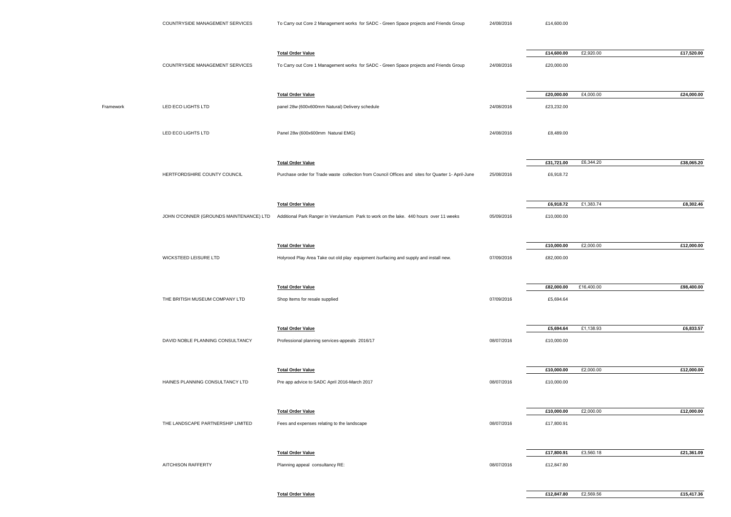| | | | | | | |
|---|---|---|---|---|---|---|
| | COUNTRYSIDE MANAGEMENT SERVICES | To Carry out Core 2 Management works for SADC - Green Space projects and Friends Group | 24/08/2016 | £14,600.00 | | |
| | | **Total Order Value** | | **£14,600.00** | £2,920.00 | **£17,520.00** |
| | COUNTRYSIDE MANAGEMENT SERVICES | To Carry out Core 1 Management works for SADC - Green Space projects and Friends Group | 24/08/2016 | £20,000.00 | | |
| | | **Total Order Value** | | **£20,000.00** | £4,000.00 | **£24,000.00** |
| Framework | LED ECO LIGHTS LTD | panel 28w (600x600mm Natural) Delivery schedule | 24/08/2016 | £23,232.00 | | |
| | LED ECO LIGHTS LTD | Panel 28w (600x600mm Natural EMG) | 24/08/2016 | £8,489.00 | | |
| | | **Total Order Value** | | **£31,721.00** | £6,344.20 | **£38,065.20** |
| | HERTFORDSHIRE COUNTY COUNCIL | Purchase order for Trade waste collection from Council Offices and sites for Quarter 1- April-June | 25/08/2016 | £6,918.72 | | |
| | | **Total Order Value** | | **£6,918.72** | £1,383.74 | **£8,302.46** |
| | JOHN O'CONNER (GROUNDS MAINTENANCE) LTD | Additional Park Ranger in Verulamium Park to work on the lake. 440 hours over 11 weeks | 05/09/2016 | £10,000.00 | | |
| | | **Total Order Value** | | **£10,000.00** | £2,000.00 | **£12,000.00** |
| | WICKSTEED LEISURE LTD | Holyrood Play Area Take out old play equipment /surfacing and supply and install new. | 07/09/2016 | £82,000.00 | | |
| | | **Total Order Value** | | **£82,000.00** | £16,400.00 | **£98,400.00** |
| | THE BRITISH MUSEUM COMPANY LTD | Shop Items for resale supplied | 07/09/2016 | £5,694.64 | | |
| | | **Total Order Value** | | **£5,694.64** | £1,138.93 | **£6,833.57** |
| | DAVID NOBLE PLANNING CONSULTANCY | Professional planning services-appeals 2016/17 | 08/07/2016 | £10,000.00 | | |
| | | **Total Order Value** | | **£10,000.00** | £2,000.00 | **£12,000.00** |
| | HAINES PLANNING CONSULTANCY LTD | Pre app advice to SADC April 2016-March 2017 | 08/07/2016 | £10,000.00 | | |
| | | **Total Order Value** | | **£10,000.00** | £2,000.00 | **£12,000.00** |
| | THE LANDSCAPE PARTNERSHIP LIMITED | Fees and expenses relating to the landscape | 08/07/2016 | £17,800.91 | | |
| | | **Total Order Value** | | **£17,800.91** | £3,560.18 | **£21,361.09** |
| | AITCHISON RAFFERTY | Planning appeal consultancy RE: | 08/07/2016 | £12,847.80 | | |
| | | **Total Order Value** | | **£12,847.80** | £2,569.56 | **£15,417.36** |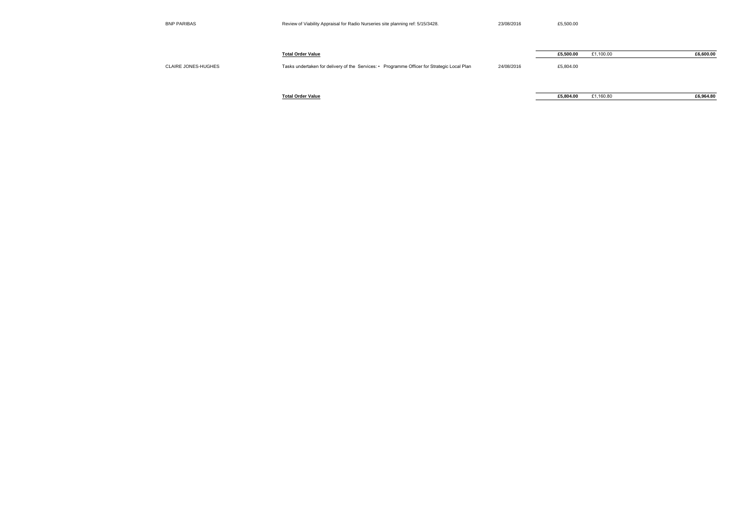| | | | | | |
|---|---|---|---|---|---|
| BNP PARIBAS | Review of Viability Appraisal for Radio Nurseries site planning ref: 5/15/3428. | 23/08/2016 | £5,500.00 | | |
| | **Total Order Value** | | **£5,500.00** | £1,100.00 | **£6,600.00** |
| CLAIRE JONES-HUGHES | Tasks undertaken for delivery of the Services: • Programme Officer for Strategic Local Plan | 24/08/2016 | £5,804.00 | | |
| | **Total Order Value** | | **£5,804.00** | £1,160.80 | **£6,964.80** |